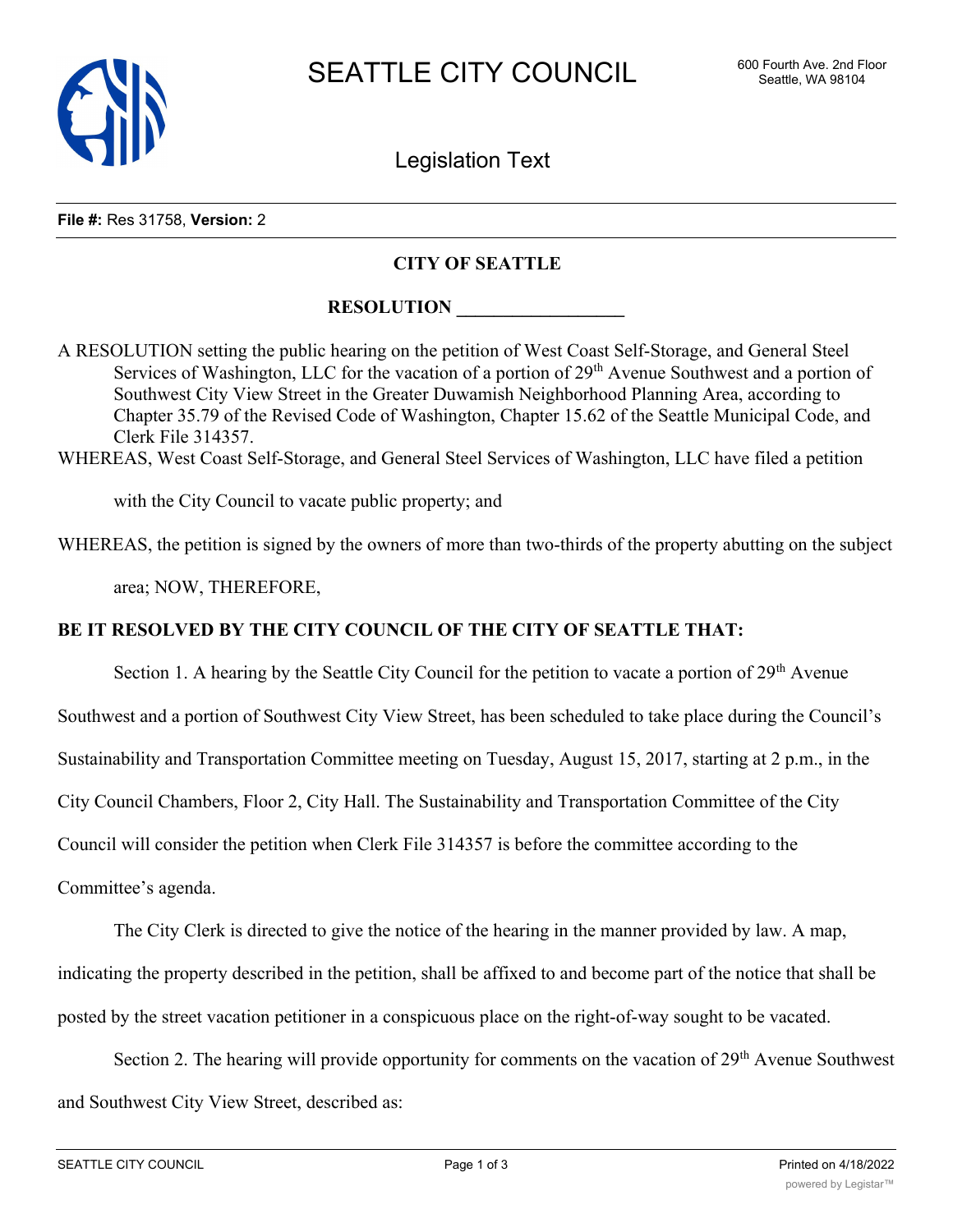# SEATTLE CITY COUNCIL

600 Fourth Ave. 2nd Floor
Seattle, WA 98104

## Legislation Text

**File #:** Res 31758, **Version:** 2

**CITY OF SEATTLE**

**RESOLUTION \_\_\_\_\_\_\_\_\_\_\_\_\_\_\_\_\_\_**

A RESOLUTION setting the public hearing on the petition of West Coast Self-Storage, and General Steel Services of Washington, LLC for the vacation of a portion of 29th Avenue Southwest and a portion of Southwest City View Street in the Greater Duwamish Neighborhood Planning Area, according to Chapter 35.79 of the Revised Code of Washington, Chapter 15.62 of the Seattle Municipal Code, and Clerk File 314357.

WHEREAS, West Coast Self-Storage, and General Steel Services of Washington, LLC have filed a petition with the City Council to vacate public property; and

WHEREAS, the petition is signed by the owners of more than two-thirds of the property abutting on the subject area; NOW, THEREFORE,

**BE IT RESOLVED BY THE CITY COUNCIL OF THE CITY OF SEATTLE THAT:**

Section 1. A hearing by the Seattle City Council for the petition to vacate a portion of 29th Avenue Southwest and a portion of Southwest City View Street, has been scheduled to take place during the Council's Sustainability and Transportation Committee meeting on Tuesday, August 15, 2017, starting at 2 p.m., in the City Council Chambers, Floor 2, City Hall. The Sustainability and Transportation Committee of the City Council will consider the petition when Clerk File 314357 is before the committee according to the Committee's agenda.

The City Clerk is directed to give the notice of the hearing in the manner provided by law. A map, indicating the property described in the petition, shall be affixed to and become part of the notice that shall be posted by the street vacation petitioner in a conspicuous place on the right-of-way sought to be vacated.

Section 2. The hearing will provide opportunity for comments on the vacation of 29th Avenue Southwest and Southwest City View Street, described as: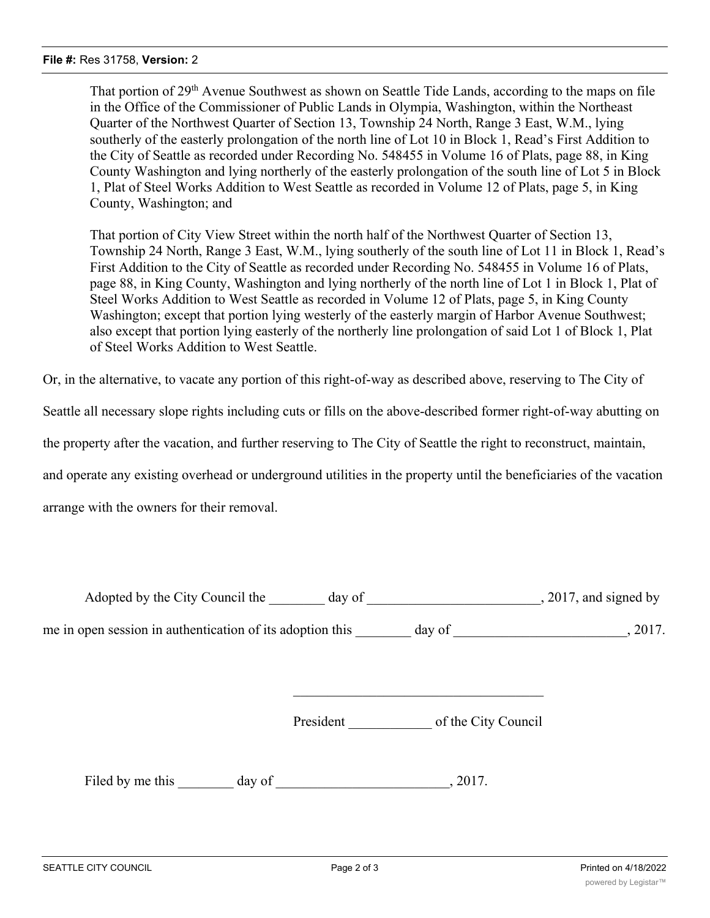That portion of 29th Avenue Southwest as shown on Seattle Tide Lands, according to the maps on file in the Office of the Commissioner of Public Lands in Olympia, Washington, within the Northeast Quarter of the Northwest Quarter of Section 13, Township 24 North, Range 3 East, W.M., lying southerly of the easterly prolongation of the north line of Lot 10 in Block 1, Read's First Addition to the City of Seattle as recorded under Recording No. 548455 in Volume 16 of Plats, page 88, in King County Washington and lying northerly of the easterly prolongation of the south line of Lot 5 in Block 1, Plat of Steel Works Addition to West Seattle as recorded in Volume 12 of Plats, page 5, in King County, Washington; and

That portion of City View Street within the north half of the Northwest Quarter of Section 13, Township 24 North, Range 3 East, W.M., lying southerly of the south line of Lot 11 in Block 1, Read's First Addition to the City of Seattle as recorded under Recording No. 548455 in Volume 16 of Plats, page 88, in King County, Washington and lying northerly of the north line of Lot 1 in Block 1, Plat of Steel Works Addition to West Seattle as recorded in Volume 12 of Plats, page 5, in King County Washington; except that portion lying westerly of the easterly margin of Harbor Avenue Southwest; also except that portion lying easterly of the northerly line prolongation of said Lot 1 of Block 1, Plat of Steel Works Addition to West Seattle.

Or, in the alternative, to vacate any portion of this right-of-way as described above, reserving to The City of Seattle all necessary slope rights including cuts or fills on the above-described former right-of-way abutting on the property after the vacation, and further reserving to The City of Seattle the right to reconstruct, maintain, and operate any existing overhead or underground utilities in the property until the beneficiaries of the vacation arrange with the owners for their removal.

Adopted by the City Council the ________ day of _________________________, 2017, and signed by me in open session in authentication of its adoption this ________ day of _________________________, 2017.

____________________________________

President ____________ of the City Council

Filed by me this ________ day of _________________________, 2017.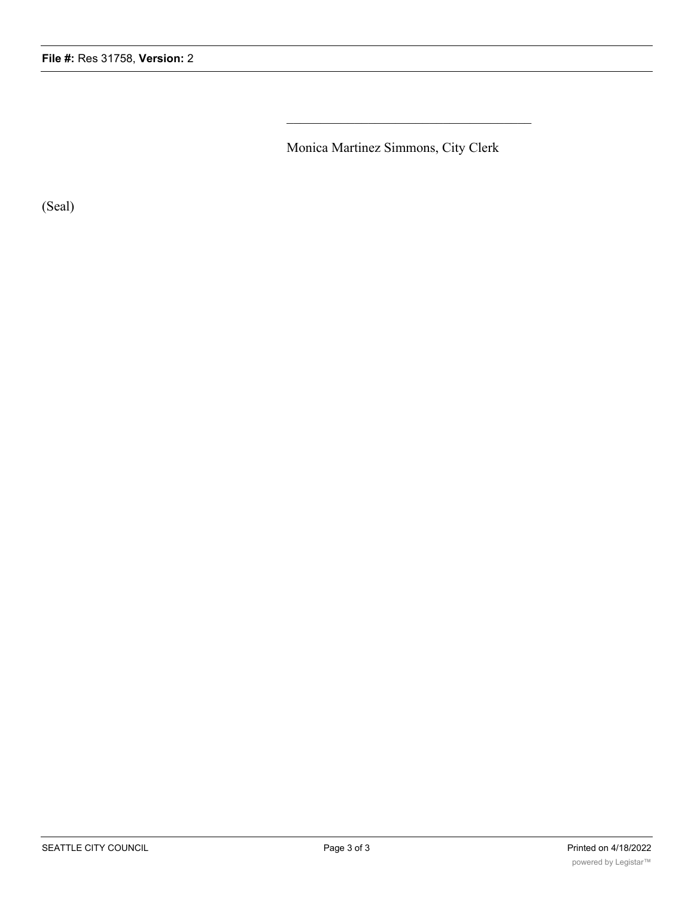\_\_\_\_\_\_\_\_\_\_\_\_\_\_\_\_\_\_\_\_\_\_\_\_\_\_\_\_\_\_\_\_\_\_\_\_\_\_\_\_

Monica Martinez Simmons, City Clerk

(Seal)